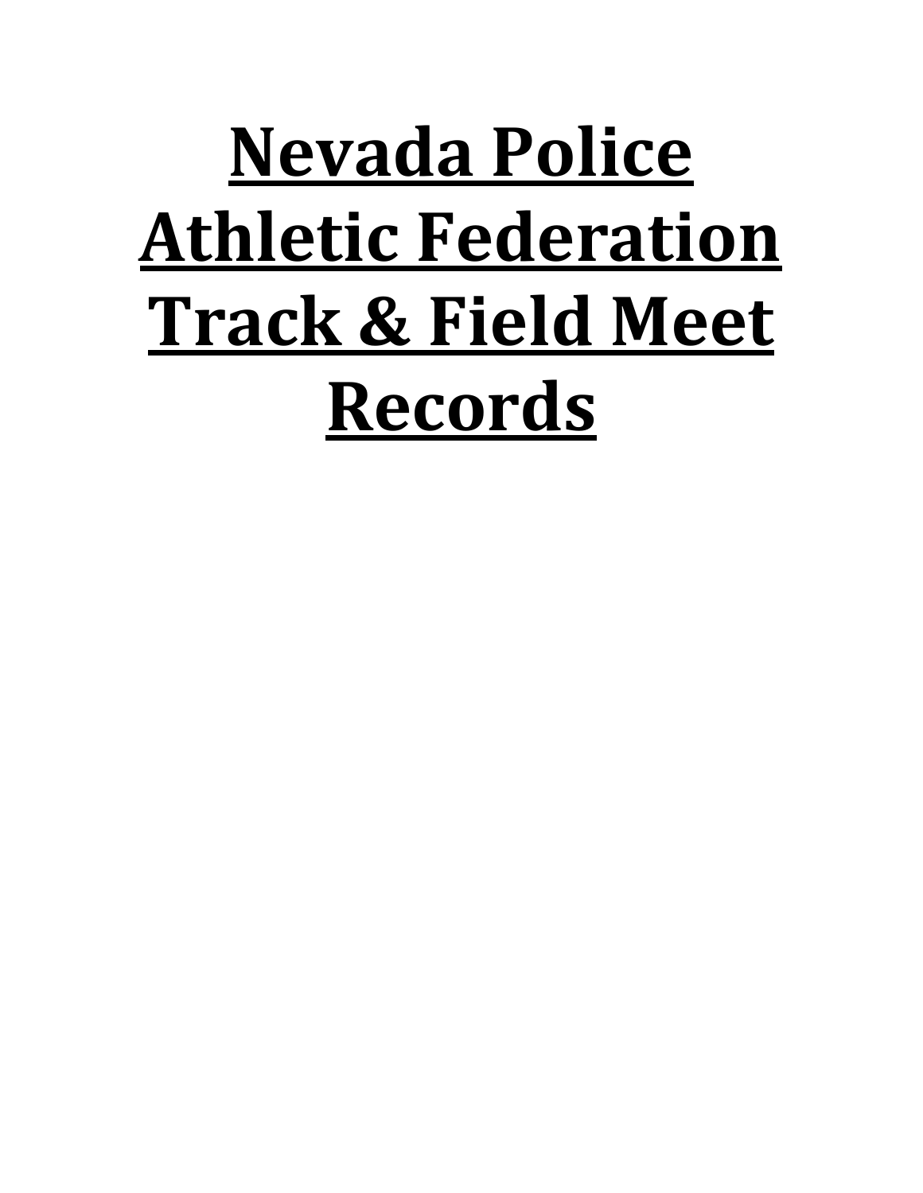# Nevada Police Athletic Federation Track & Field Meet Records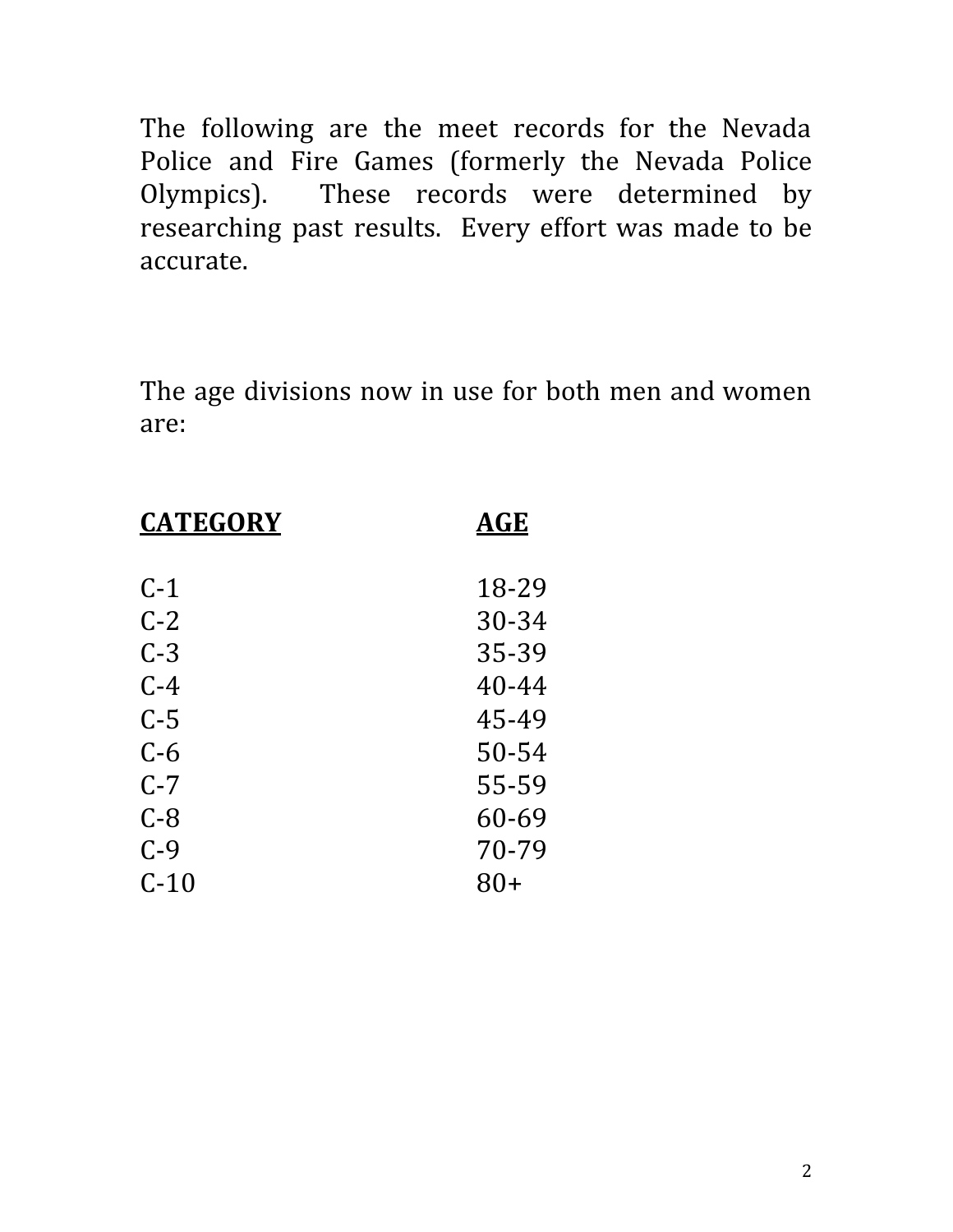The following are the meet records for the Nevada Police and Fire Games (formerly the Nevada Police Olympics). These records were determined by researching past results. Every effort was made to be accurate.

The age divisions now in use for both men and women are:

| CATEGORY | AGE |
| --- | --- |
| C-1 | 18-29 |
| C-2 | 30-34 |
| C-3 | 35-39 |
| C-4 | 40-44 |
| C-5 | 45-49 |
| C-6 | 50-54 |
| C-7 | 55-59 |
| C-8 | 60-69 |
| C-9 | 70-79 |
| C-10 | 80+ |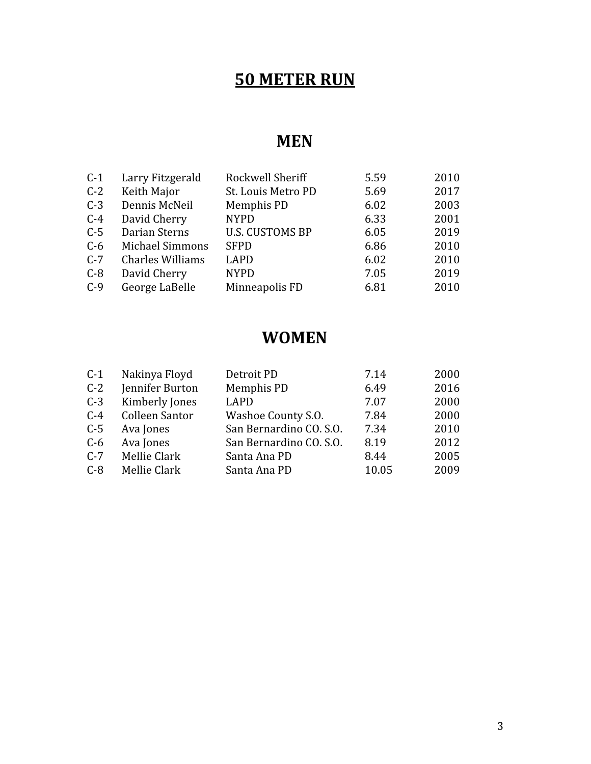# 50 METER RUN

## MEN

| | | | | |
|---|---|---|---|---|
| C-1 | Larry Fitzgerald | Rockwell Sheriff | 5.59 | 2010 |
| C-2 | Keith Major | St. Louis Metro PD | 5.69 | 2017 |
| C-3 | Dennis McNeil | Memphis PD | 6.02 | 2003 |
| C-4 | David Cherry | NYPD | 6.33 | 2001 |
| C-5 | Darian Sterns | U.S. CUSTOMS BP | 6.05 | 2019 |
| C-6 | Michael Simmons | SFPD | 6.86 | 2010 |
| C-7 | Charles Williams | LAPD | 6.02 | 2010 |
| C-8 | David Cherry | NYPD | 7.05 | 2019 |
| C-9 | George LaBelle | Minneapolis FD | 6.81 | 2010 |

## WOMEN

| | | | | |
|---|---|---|---|---|
| C-1 | Nakinya Floyd | Detroit PD | 7.14 | 2000 |
| C-2 | Jennifer Burton | Memphis PD | 6.49 | 2016 |
| C-3 | Kimberly Jones | LAPD | 7.07 | 2000 |
| C-4 | Colleen Santor | Washoe County S.O. | 7.84 | 2000 |
| C-5 | Ava Jones | San Bernardino CO. S.O. | 7.34 | 2010 |
| C-6 | Ava Jones | San Bernardino CO. S.O. | 8.19 | 2012 |
| C-7 | Mellie Clark | Santa Ana PD | 8.44 | 2005 |
| C-8 | Mellie Clark | Santa Ana PD | 10.05 | 2009 |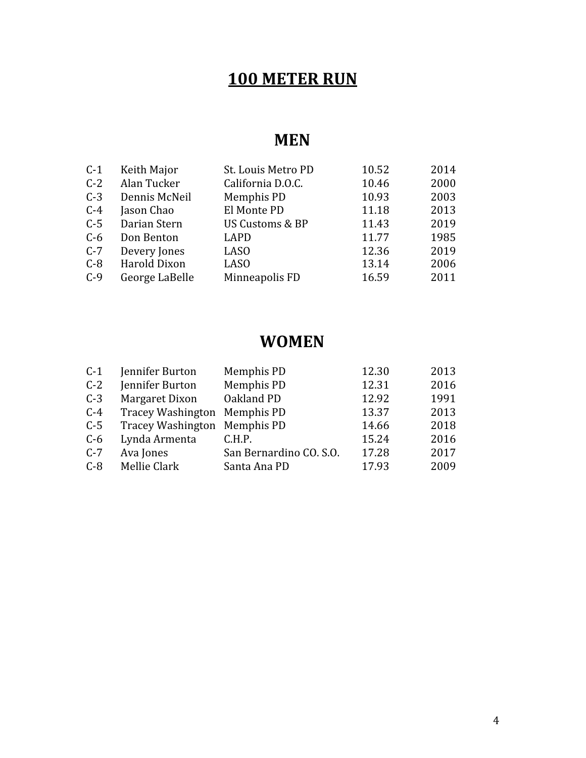# 100 METER RUN

## MEN

| | | | | |
|---|---|---|---|---|
| C-1 | Keith Major | St. Louis Metro PD | 10.52 | 2014 |
| C-2 | Alan Tucker | California D.O.C. | 10.46 | 2000 |
| C-3 | Dennis McNeil | Memphis PD | 10.93 | 2003 |
| C-4 | Jason Chao | El Monte PD | 11.18 | 2013 |
| C-5 | Darian Stern | US Customs & BP | 11.43 | 2019 |
| C-6 | Don Benton | LAPD | 11.77 | 1985 |
| C-7 | Devery Jones | LASO | 12.36 | 2019 |
| C-8 | Harold Dixon | LASO | 13.14 | 2006 |
| C-9 | George LaBelle | Minneapolis FD | 16.59 | 2011 |

## WOMEN

| | | | | |
|---|---|---|---|---|
| C-1 | Jennifer Burton | Memphis PD | 12.30 | 2013 |
| C-2 | Jennifer Burton | Memphis PD | 12.31 | 2016 |
| C-3 | Margaret Dixon | Oakland PD | 12.92 | 1991 |
| C-4 | Tracey Washington | Memphis PD | 13.37 | 2013 |
| C-5 | Tracey Washington | Memphis PD | 14.66 | 2018 |
| C-6 | Lynda Armenta | C.H.P. | 15.24 | 2016 |
| C-7 | Ava Jones | San Bernardino CO. S.O. | 17.28 | 2017 |
| C-8 | Mellie Clark | Santa Ana PD | 17.93 | 2009 |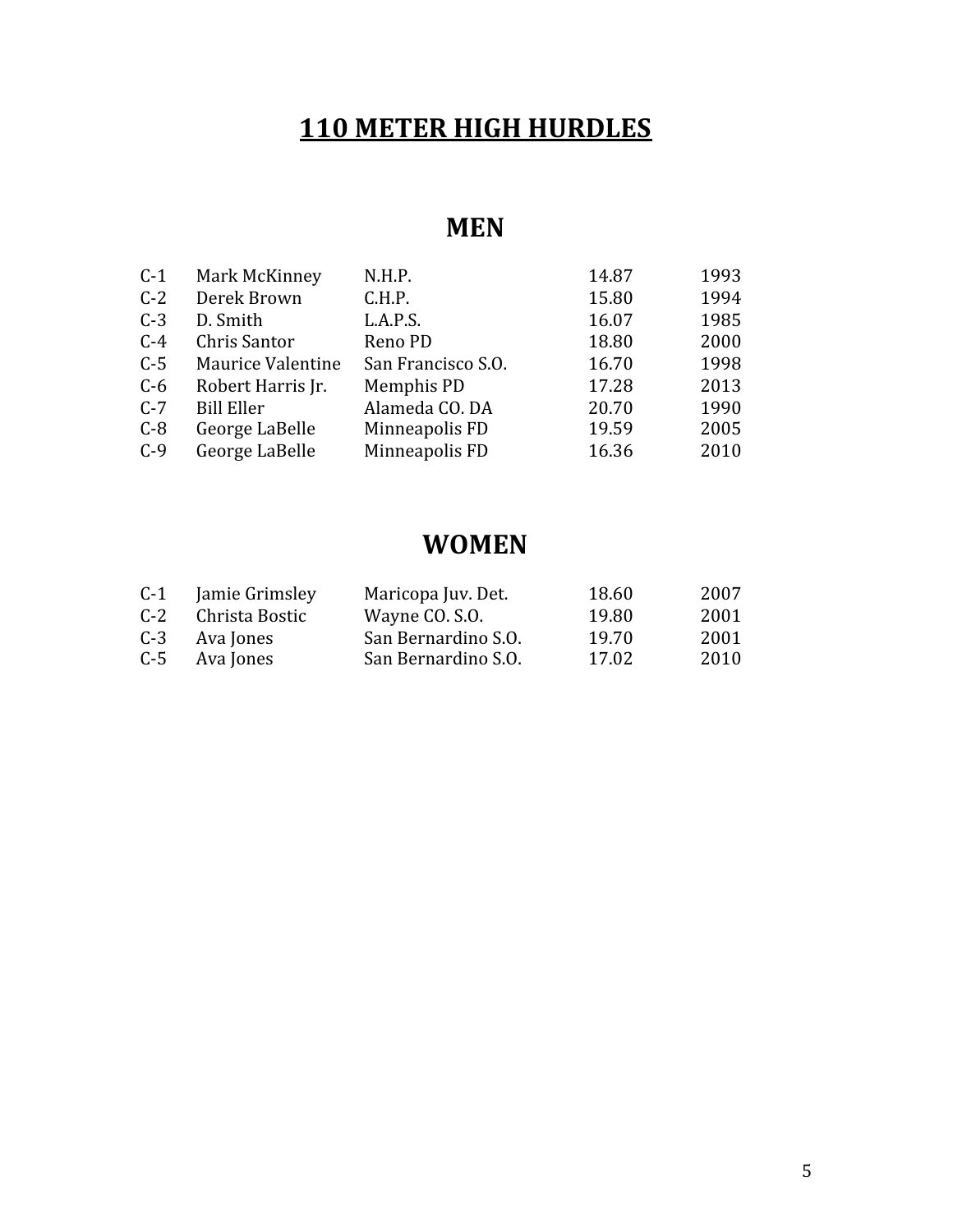# 110 METER HIGH HURDLES

## MEN

| | | | | |
|---|---|---|---|---|
| C-1 | Mark McKinney | N.H.P. | 14.87 | 1993 |
| C-2 | Derek Brown | C.H.P. | 15.80 | 1994 |
| C-3 | D. Smith | L.A.P.S. | 16.07 | 1985 |
| C-4 | Chris Santor | Reno PD | 18.80 | 2000 |
| C-5 | Maurice Valentine | San Francisco S.O. | 16.70 | 1998 |
| C-6 | Robert Harris Jr. | Memphis PD | 17.28 | 2013 |
| C-7 | Bill Eller | Alameda CO. DA | 20.70 | 1990 |
| C-8 | George LaBelle | Minneapolis FD | 19.59 | 2005 |
| C-9 | George LaBelle | Minneapolis FD | 16.36 | 2010 |

## WOMEN

| | | | | |
|---|---|---|---|---|
| C-1 | Jamie Grimsley | Maricopa Juv. Det. | 18.60 | 2007 |
| C-2 | Christa Bostic | Wayne CO. S.O. | 19.80 | 2001 |
| C-3 | Ava Jones | San Bernardino S.O. | 19.70 | 2001 |
| C-5 | Ava Jones | San Bernardino S.O. | 17.02 | 2010 |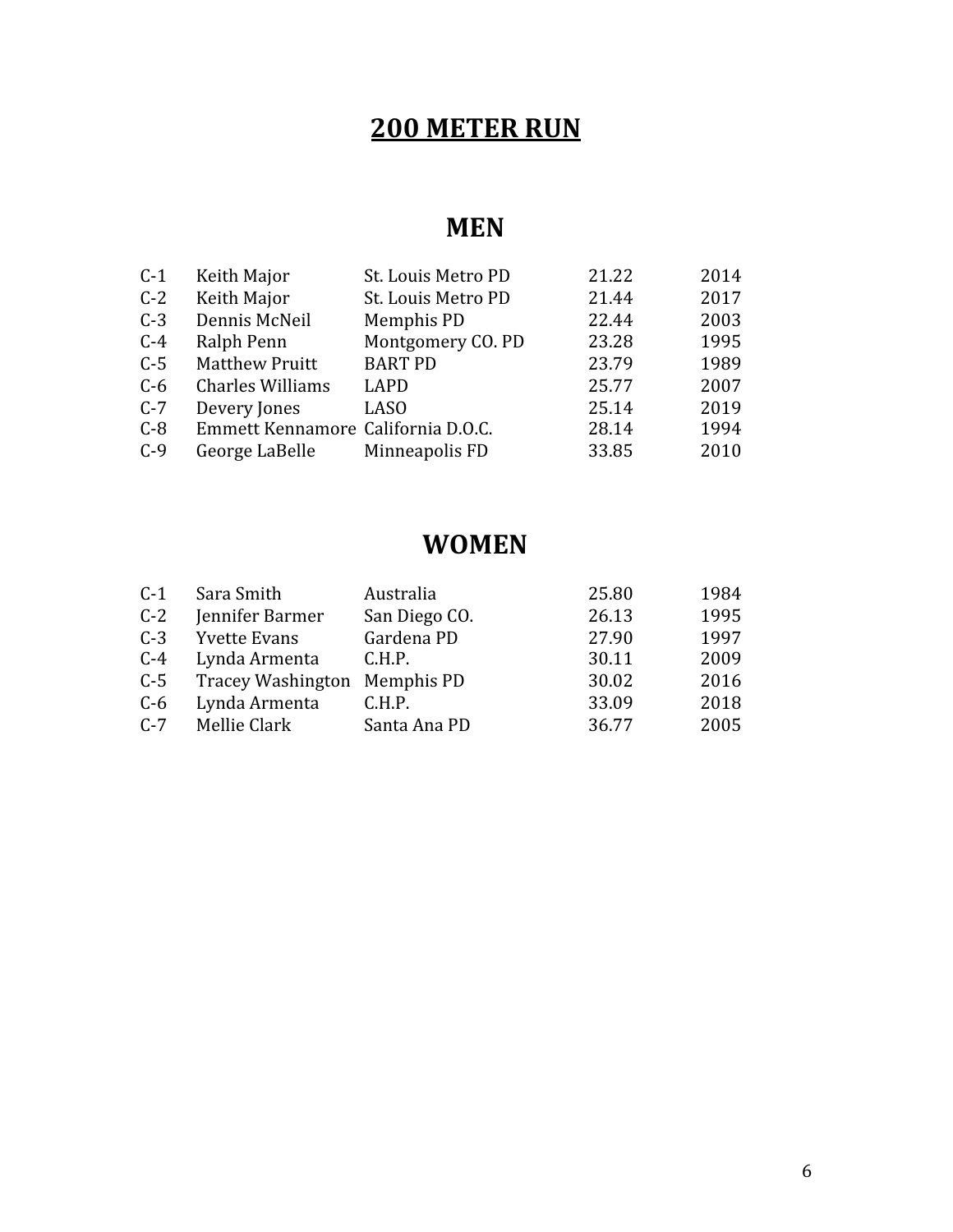# 200 METER RUN

## MEN

| | | | | |
|---|---|---|---|---|
| C-1 | Keith Major | St. Louis Metro PD | 21.22 | 2014 |
| C-2 | Keith Major | St. Louis Metro PD | 21.44 | 2017 |
| C-3 | Dennis McNeil | Memphis PD | 22.44 | 2003 |
| C-4 | Ralph Penn | Montgomery CO. PD | 23.28 | 1995 |
| C-5 | Matthew Pruitt | BART PD | 23.79 | 1989 |
| C-6 | Charles Williams | LAPD | 25.77 | 2007 |
| C-7 | Devery Jones | LASO | 25.14 | 2019 |
| C-8 | Emmett Kennamore | California D.O.C. | 28.14 | 1994 |
| C-9 | George LaBelle | Minneapolis FD | 33.85 | 2010 |

## WOMEN

| | | | | |
|---|---|---|---|---|
| C-1 | Sara Smith | Australia | 25.80 | 1984 |
| C-2 | Jennifer Barmer | San Diego CO. | 26.13 | 1995 |
| C-3 | Yvette Evans | Gardena PD | 27.90 | 1997 |
| C-4 | Lynda Armenta | C.H.P. | 30.11 | 2009 |
| C-5 | Tracey Washington | Memphis PD | 30.02 | 2016 |
| C-6 | Lynda Armenta | C.H.P. | 33.09 | 2018 |
| C-7 | Mellie Clark | Santa Ana PD | 36.77 | 2005 |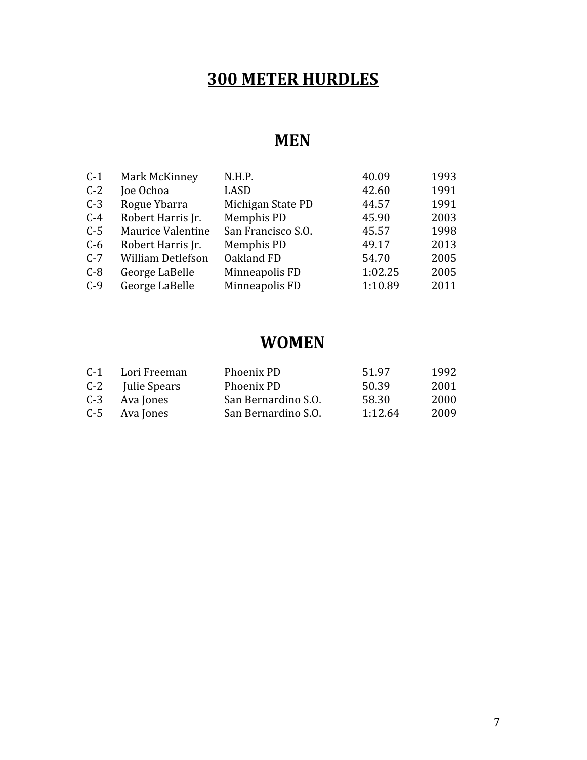# 300 METER HURDLES

## MEN

| | | | | |
|---|---|---|---|---|
| C-1 | Mark McKinney | N.H.P. | 40.09 | 1993 |
| C-2 | Joe Ochoa | LASD | 42.60 | 1991 |
| C-3 | Rogue Ybarra | Michigan State PD | 44.57 | 1991 |
| C-4 | Robert Harris Jr. | Memphis PD | 45.90 | 2003 |
| C-5 | Maurice Valentine | San Francisco S.O. | 45.57 | 1998 |
| C-6 | Robert Harris Jr. | Memphis PD | 49.17 | 2013 |
| C-7 | William Detlefson | Oakland FD | 54.70 | 2005 |
| C-8 | George LaBelle | Minneapolis FD | 1:02.25 | 2005 |
| C-9 | George LaBelle | Minneapolis FD | 1:10.89 | 2011 |

## WOMEN

| | | | | |
|---|---|---|---|---|
| C-1 | Lori Freeman | Phoenix PD | 51.97 | 1992 |
| C-2 | Julie Spears | Phoenix PD | 50.39 | 2001 |
| C-3 | Ava Jones | San Bernardino S.O. | 58.30 | 2000 |
| C-5 | Ava Jones | San Bernardino S.O. | 1:12.64 | 2009 |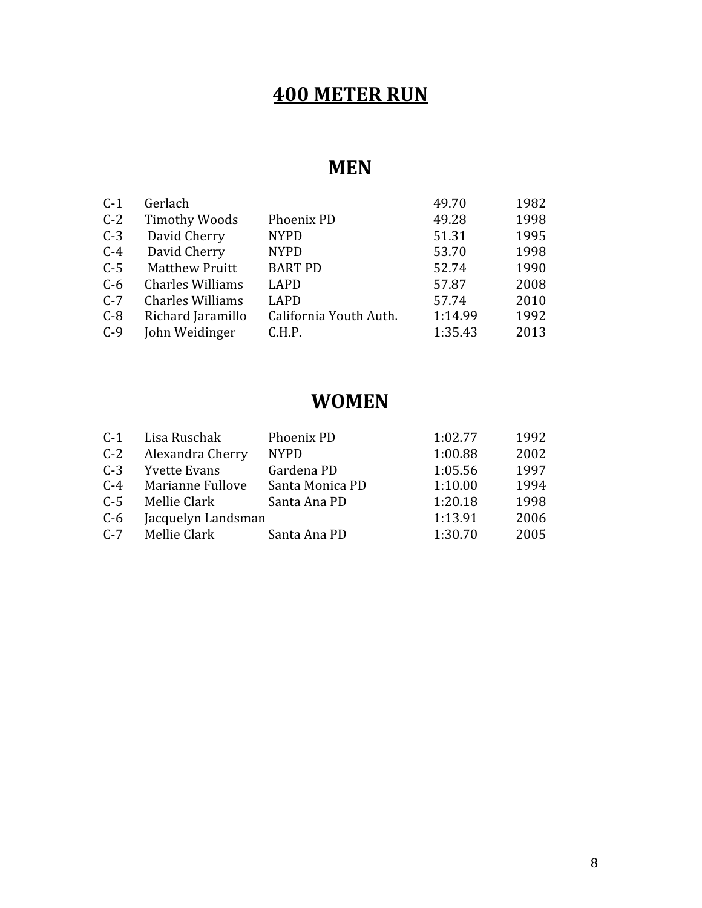# 400 METER RUN

## MEN

| | | | | |
|---|---|---|---|---|
| C-1 | Gerlach | | 49.70 | 1982 |
| C-2 | Timothy Woods | Phoenix PD | 49.28 | 1998 |
| C-3 | David Cherry | NYPD | 51.31 | 1995 |
| C-4 | David Cherry | NYPD | 53.70 | 1998 |
| C-5 | Matthew Pruitt | BART PD | 52.74 | 1990 |
| C-6 | Charles Williams | LAPD | 57.87 | 2008 |
| C-7 | Charles Williams | LAPD | 57.74 | 2010 |
| C-8 | Richard Jaramillo | California Youth Auth. | 1:14.99 | 1992 |
| C-9 | John Weidinger | C.H.P. | 1:35.43 | 2013 |

## WOMEN

| | | | | |
|---|---|---|---|---|
| C-1 | Lisa Ruschak | Phoenix PD | 1:02.77 | 1992 |
| C-2 | Alexandra Cherry | NYPD | 1:00.88 | 2002 |
| C-3 | Yvette Evans | Gardena PD | 1:05.56 | 1997 |
| C-4 | Marianne Fullove | Santa Monica PD | 1:10.00 | 1994 |
| C-5 | Mellie Clark | Santa Ana PD | 1:20.18 | 1998 |
| C-6 | Jacquelyn Landsman | | 1:13.91 | 2006 |
| C-7 | Mellie Clark | Santa Ana PD | 1:30.70 | 2005 |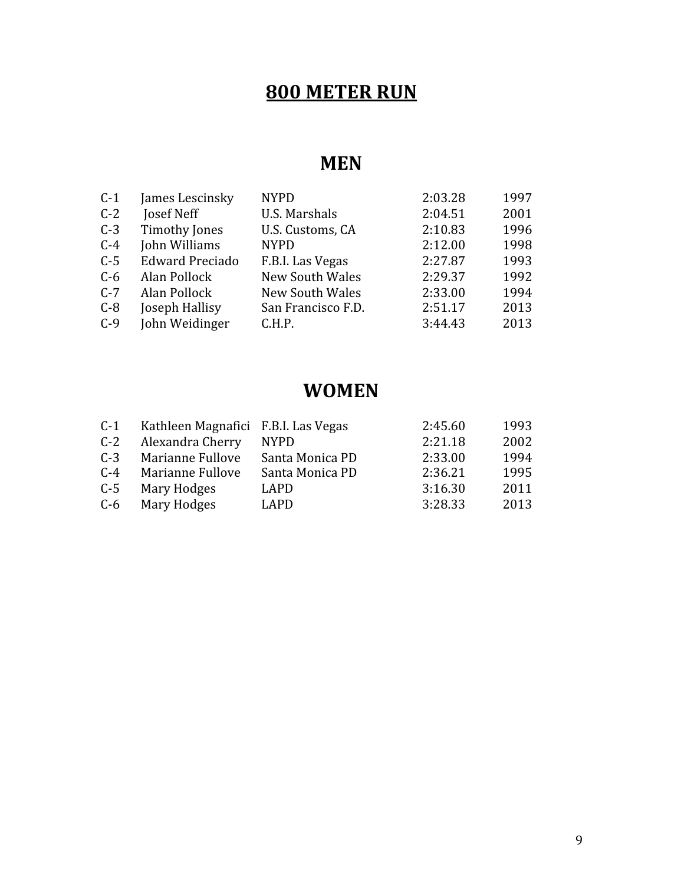# 800 METER RUN

## MEN

| | | | | |
|---|---|---|---|---|
| C-1 | James Lescinsky | NYPD | 2:03.28 | 1997 |
| C-2 | Josef Neff | U.S. Marshals | 2:04.51 | 2001 |
| C-3 | Timothy Jones | U.S. Customs, CA | 2:10.83 | 1996 |
| C-4 | John Williams | NYPD | 2:12.00 | 1998 |
| C-5 | Edward Preciado | F.B.I. Las Vegas | 2:27.87 | 1993 |
| C-6 | Alan Pollock | New South Wales | 2:29.37 | 1992 |
| C-7 | Alan Pollock | New South Wales | 2:33.00 | 1994 |
| C-8 | Joseph Hallisy | San Francisco F.D. | 2:51.17 | 2013 |
| C-9 | John Weidinger | C.H.P. | 3:44.43 | 2013 |

## WOMEN

| | | | | |
|---|---|---|---|---|
| C-1 | Kathleen Magnafici | F.B.I. Las Vegas | 2:45.60 | 1993 |
| C-2 | Alexandra Cherry | NYPD | 2:21.18 | 2002 |
| C-3 | Marianne Fullove | Santa Monica PD | 2:33.00 | 1994 |
| C-4 | Marianne Fullove | Santa Monica PD | 2:36.21 | 1995 |
| C-5 | Mary Hodges | LAPD | 3:16.30 | 2011 |
| C-6 | Mary Hodges | LAPD | 3:28.33 | 2013 |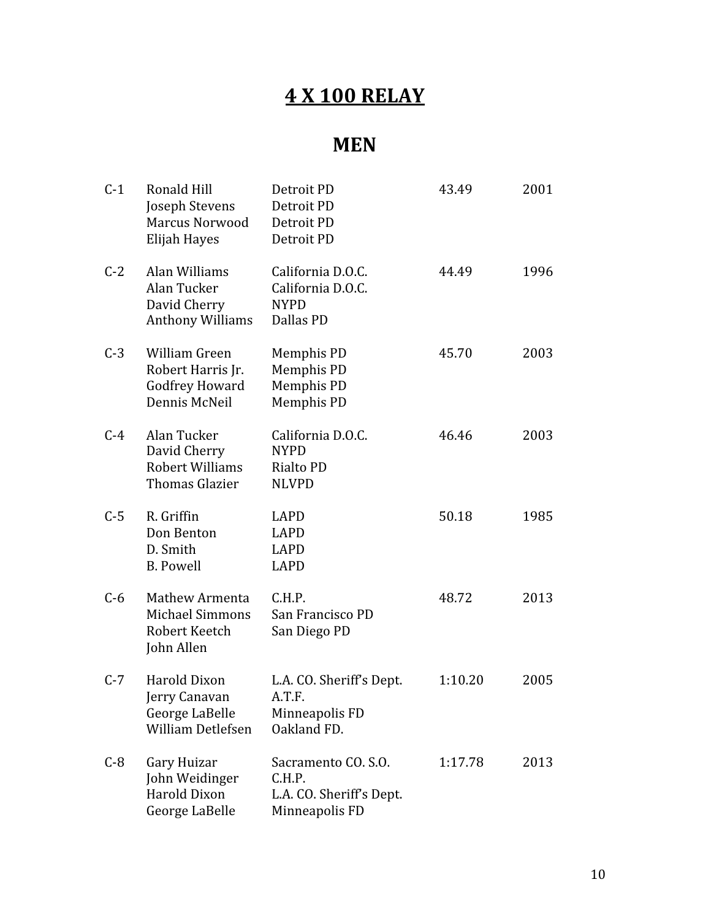# 4 X 100 RELAY

## MEN

| | | | | |
|---|---|---|---|---|
| C-1 | Ronald Hill<br>Joseph Stevens<br>Marcus Norwood<br>Elijah Hayes | Detroit PD<br>Detroit PD<br>Detroit PD<br>Detroit PD | 43.49 | 2001 |
| C-2 | Alan Williams<br>Alan Tucker<br>David Cherry<br>Anthony Williams | California D.O.C.<br>California D.O.C.<br>NYPD<br>Dallas PD | 44.49 | 1996 |
| C-3 | William Green<br>Robert Harris Jr.<br>Godfrey Howard<br>Dennis McNeil | Memphis PD<br>Memphis PD<br>Memphis PD<br>Memphis PD | 45.70 | 2003 |
| C-4 | Alan Tucker<br>David Cherry<br>Robert Williams<br>Thomas Glazier | California D.O.C.<br>NYPD<br>Rialto PD<br>NLVPD | 46.46 | 2003 |
| C-5 | R. Griffin<br>Don Benton<br>D. Smith<br>B. Powell | LAPD<br>LAPD<br>LAPD<br>LAPD | 50.18 | 1985 |
| C-6 | Mathew Armenta<br>Michael Simmons<br>Robert Keetch<br>John Allen | C.H.P.<br>San Francisco PD<br>San Diego PD | 48.72 | 2013 |
| C-7 | Harold Dixon<br>Jerry Canavan<br>George LaBelle<br>William Detlefsen | L.A. CO. Sheriff's Dept.<br>A.T.F.<br>Minneapolis FD<br>Oakland FD. | 1:10.20 | 2005 |
| C-8 | Gary Huizar<br>John Weidinger<br>Harold Dixon<br>George LaBelle | Sacramento CO. S.O.<br>C.H.P.<br>L.A. CO. Sheriff's Dept.<br>Minneapolis FD | 1:17.78 | 2013 |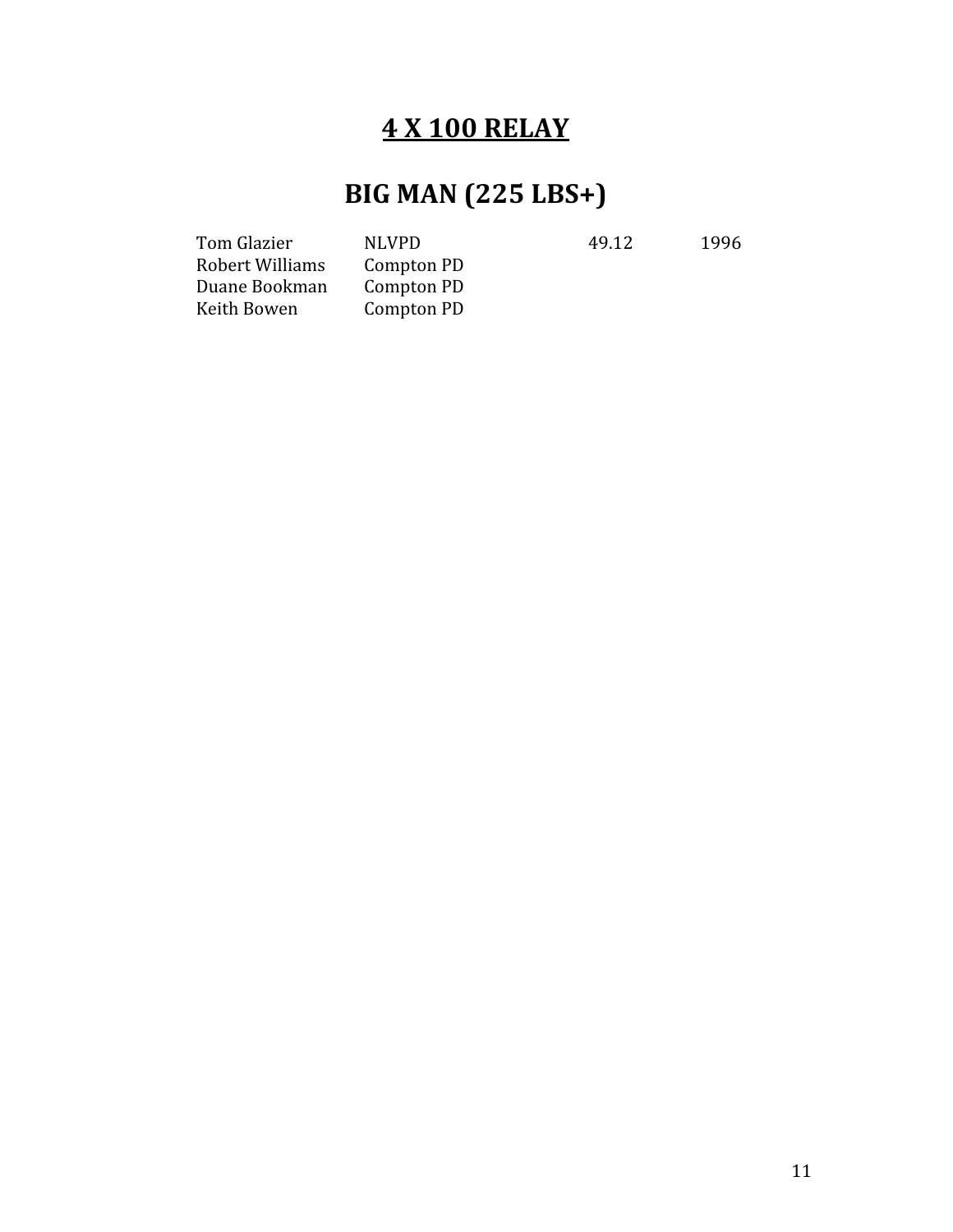# 4 X 100 RELAY

## BIG MAN (225 LBS+)

| | | | |
|---|---|---|---|
| Tom Glazier | NLVPD | 49.12 | 1996 |
| Robert Williams | Compton PD | | |
| Duane Bookman | Compton PD | | |
| Keith Bowen | Compton PD | | |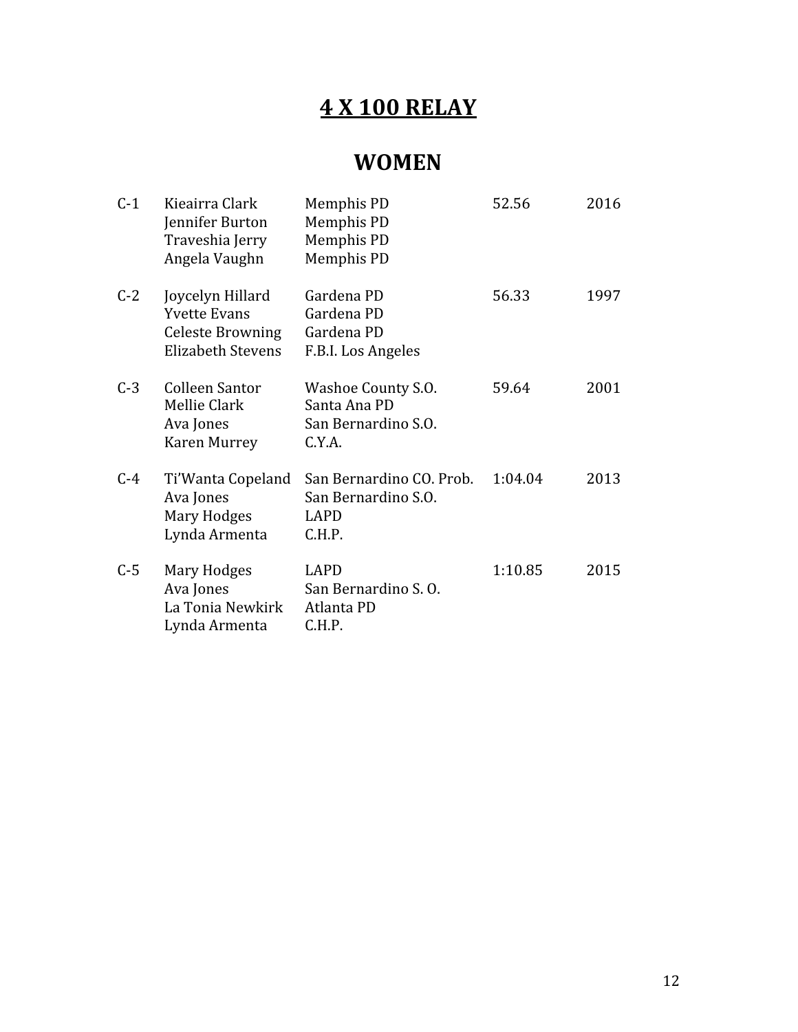# 4 X 100 RELAY

## WOMEN

| | | | | |
|---|---|---|---|---|
| C-1 | Kieairra Clark | Memphis PD | 52.56 | 2016 |
| | Jennifer Burton | Memphis PD | | |
| | Traveshia Jerry | Memphis PD | | |
| | Angela Vaughn | Memphis PD | | |
| C-2 | Joycelyn Hillard | Gardena PD | 56.33 | 1997 |
| | Yvette Evans | Gardena PD | | |
| | Celeste Browning | Gardena PD | | |
| | Elizabeth Stevens | F.B.I. Los Angeles | | |
| C-3 | Colleen Santor | Washoe County S.O. | 59.64 | 2001 |
| | Mellie Clark | Santa Ana PD | | |
| | Ava Jones | San Bernardino S.O. | | |
| | Karen Murrey | C.Y.A. | | |
| C-4 | Ti'Wanta Copeland | San Bernardino CO. Prob. | 1:04.04 | 2013 |
| | Ava Jones | San Bernardino S.O. | | |
| | Mary Hodges | LAPD | | |
| | Lynda Armenta | C.H.P. | | |
| C-5 | Mary Hodges | LAPD | 1:10.85 | 2015 |
| | Ava Jones | San Bernardino S. O. | | |
| | La Tonia Newkirk | Atlanta PD | | |
| | Lynda Armenta | C.H.P. | | |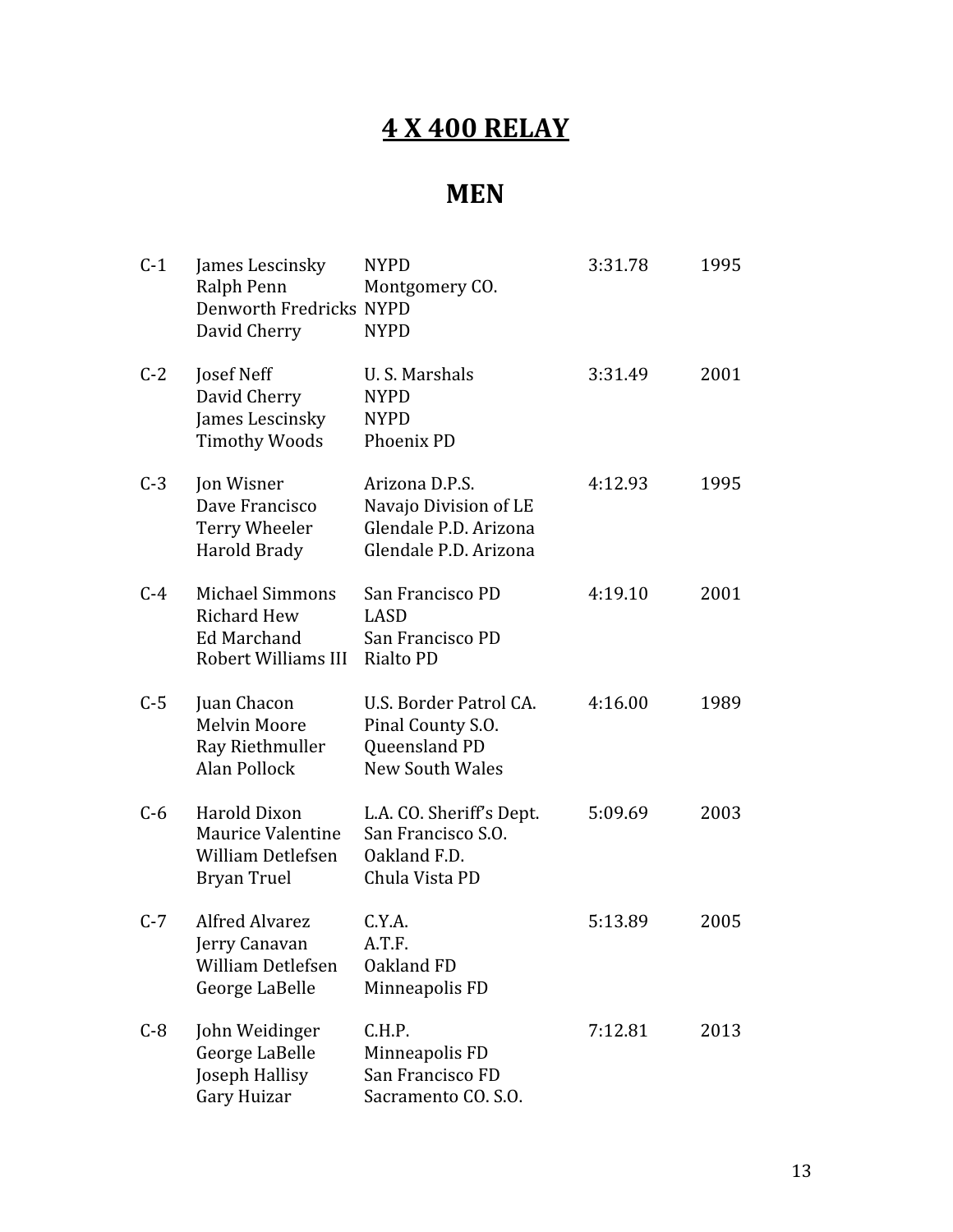# 4 X 400 RELAY

## MEN

| | | | | |
|---|---|---|---|---|
| C-1 | James Lescinsky<br>Ralph Penn<br>Denworth Fredricks<br>David Cherry | NYPD<br>Montgomery CO.<br>NYPD<br>NYPD | 3:31.78 | 1995 |
| C-2 | Josef Neff<br>David Cherry<br>James Lescinsky<br>Timothy Woods | U. S. Marshals<br>NYPD<br>NYPD<br>Phoenix PD | 3:31.49 | 2001 |
| C-3 | Jon Wisner<br>Dave Francisco<br>Terry Wheeler<br>Harold Brady | Arizona D.P.S.<br>Navajo Division of LE<br>Glendale P.D. Arizona<br>Glendale P.D. Arizona | 4:12.93 | 1995 |
| C-4 | Michael Simmons<br>Richard Hew<br>Ed Marchand<br>Robert Williams III | San Francisco PD<br>LASD<br>San Francisco PD<br>Rialto PD | 4:19.10 | 2001 |
| C-5 | Juan Chacon<br>Melvin Moore<br>Ray Riethmuller<br>Alan Pollock | U.S. Border Patrol CA.<br>Pinal County S.O.<br>Queensland PD<br>New South Wales | 4:16.00 | 1989 |
| C-6 | Harold Dixon<br>Maurice Valentine<br>William Detlefsen<br>Bryan Truel | L.A. CO. Sheriff's Dept.<br>San Francisco S.O.<br>Oakland F.D.<br>Chula Vista PD | 5:09.69 | 2003 |
| C-7 | Alfred Alvarez<br>Jerry Canavan<br>William Detlefsen<br>George LaBelle | C.Y.A.<br>A.T.F.<br>Oakland FD<br>Minneapolis FD | 5:13.89 | 2005 |
| C-8 | John Weidinger<br>George LaBelle<br>Joseph Hallisy<br>Gary Huizar | C.H.P.<br>Minneapolis FD<br>San Francisco FD<br>Sacramento CO. S.O. | 7:12.81 | 2013 |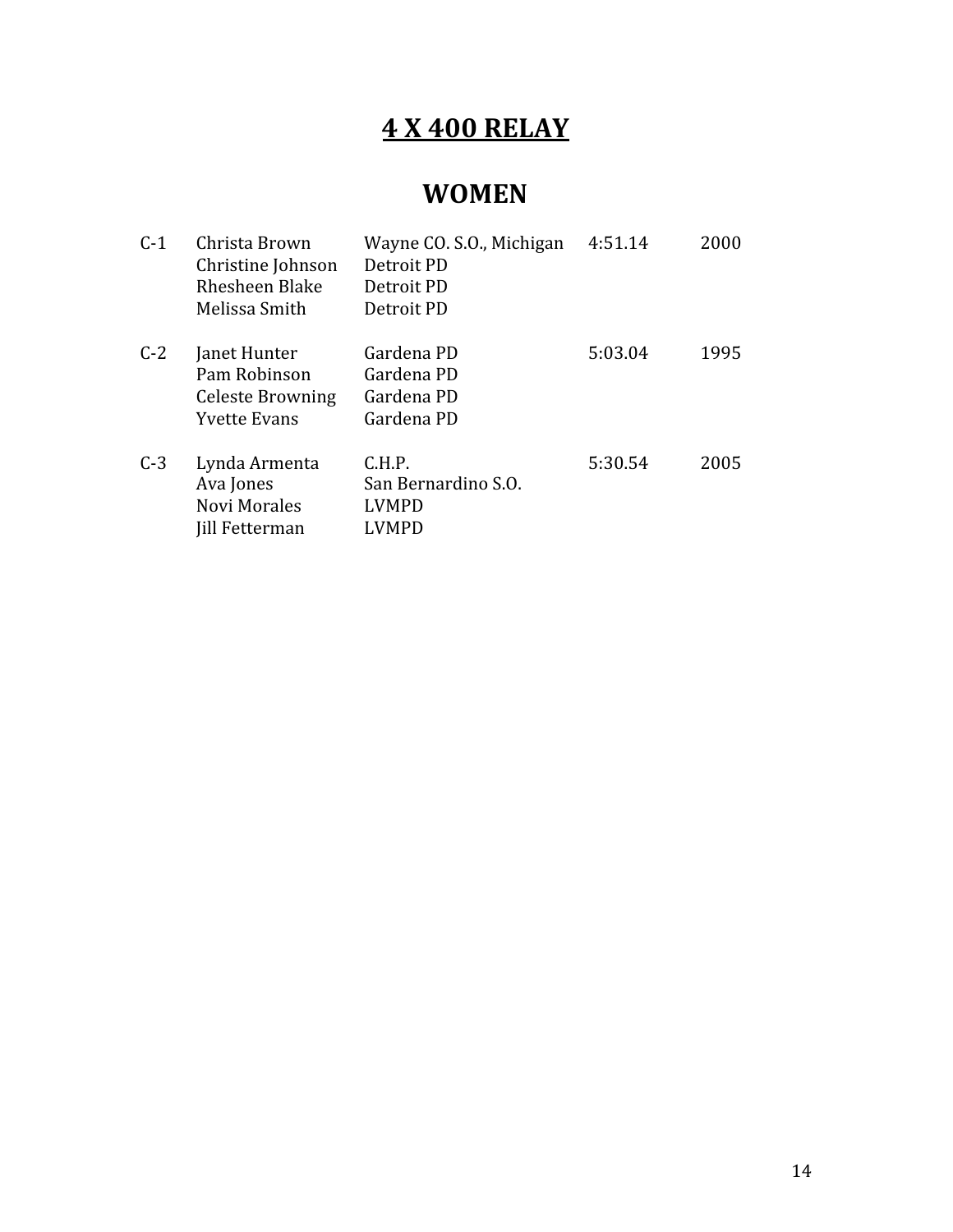# 4 X 400 RELAY

## WOMEN

| | | | | |
|---|---|---|---|---|
| C-1 | Christa Brown | Wayne CO. S.O., Michigan | 4:51.14 | 2000 |
| | Christine Johnson | Detroit PD | | |
| | Rhesheen Blake | Detroit PD | | |
| | Melissa Smith | Detroit PD | | |
| C-2 | Janet Hunter | Gardena PD | 5:03.04 | 1995 |
| | Pam Robinson | Gardena PD | | |
| | Celeste Browning | Gardena PD | | |
| | Yvette Evans | Gardena PD | | |
| C-3 | Lynda Armenta | C.H.P. | 5:30.54 | 2005 |
| | Ava Jones | San Bernardino S.O. | | |
| | Novi Morales | LVMPD | | |
| | Jill Fetterman | LVMPD | | |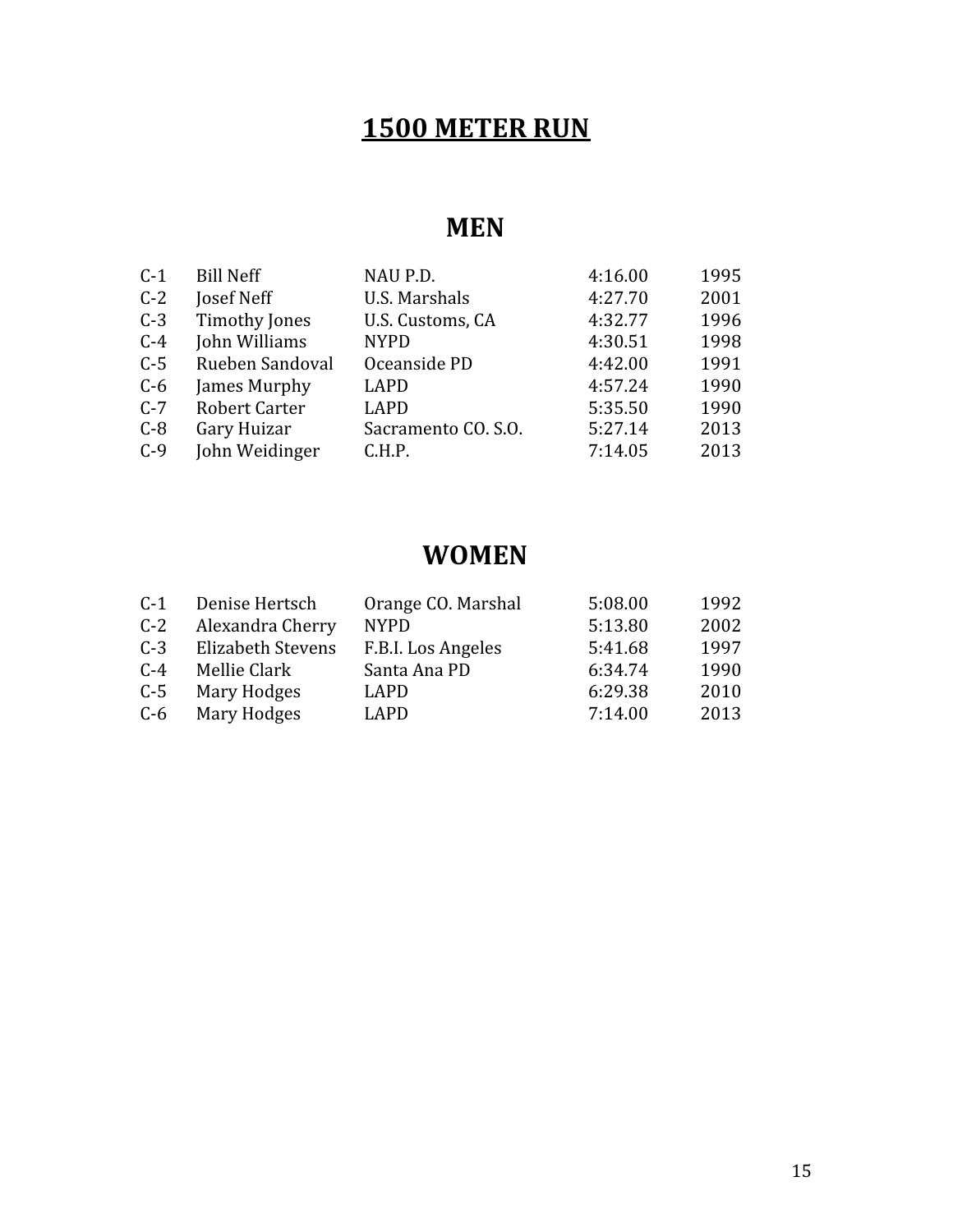# 1500 METER RUN

## MEN

| | | | | |
|---|---|---|---|---|
| C-1 | Bill Neff | NAU P.D. | 4:16.00 | 1995 |
| C-2 | Josef Neff | U.S. Marshals | 4:27.70 | 2001 |
| C-3 | Timothy Jones | U.S. Customs, CA | 4:32.77 | 1996 |
| C-4 | John Williams | NYPD | 4:30.51 | 1998 |
| C-5 | Rueben Sandoval | Oceanside PD | 4:42.00 | 1991 |
| C-6 | James Murphy | LAPD | 4:57.24 | 1990 |
| C-7 | Robert Carter | LAPD | 5:35.50 | 1990 |
| C-8 | Gary Huizar | Sacramento CO. S.O. | 5:27.14 | 2013 |
| C-9 | John Weidinger | C.H.P. | 7:14.05 | 2013 |

## WOMEN

| | | | | |
|---|---|---|---|---|
| C-1 | Denise Hertsch | Orange CO. Marshal | 5:08.00 | 1992 |
| C-2 | Alexandra Cherry | NYPD | 5:13.80 | 2002 |
| C-3 | Elizabeth Stevens | F.B.I. Los Angeles | 5:41.68 | 1997 |
| C-4 | Mellie Clark | Santa Ana PD | 6:34.74 | 1990 |
| C-5 | Mary Hodges | LAPD | 6:29.38 | 2010 |
| C-6 | Mary Hodges | LAPD | 7:14.00 | 2013 |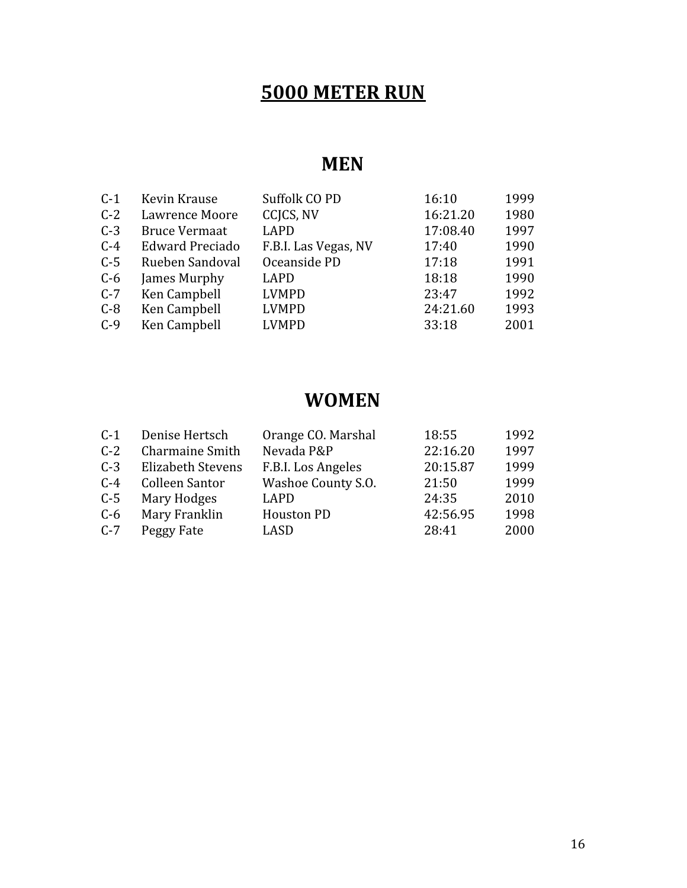# 5000 METER RUN

## MEN

| | | | | |
|---|---|---|---|---|
| C-1 | Kevin Krause | Suffolk CO PD | 16:10 | 1999 |
| C-2 | Lawrence Moore | CCJCS, NV | 16:21.20 | 1980 |
| C-3 | Bruce Vermaat | LAPD | 17:08.40 | 1997 |
| C-4 | Edward Preciado | F.B.I. Las Vegas, NV | 17:40 | 1990 |
| C-5 | Rueben Sandoval | Oceanside PD | 17:18 | 1991 |
| C-6 | James Murphy | LAPD | 18:18 | 1990 |
| C-7 | Ken Campbell | LVMPD | 23:47 | 1992 |
| C-8 | Ken Campbell | LVMPD | 24:21.60 | 1993 |
| C-9 | Ken Campbell | LVMPD | 33:18 | 2001 |

## WOMEN

| | | | | |
|---|---|---|---|---|
| C-1 | Denise Hertsch | Orange CO. Marshal | 18:55 | 1992 |
| C-2 | Charmaine Smith | Nevada P&P | 22:16.20 | 1997 |
| C-3 | Elizabeth Stevens | F.B.I. Los Angeles | 20:15.87 | 1999 |
| C-4 | Colleen Santor | Washoe County S.O. | 21:50 | 1999 |
| C-5 | Mary Hodges | LAPD | 24:35 | 2010 |
| C-6 | Mary Franklin | Houston PD | 42:56.95 | 1998 |
| C-7 | Peggy Fate | LASD | 28:41 | 2000 |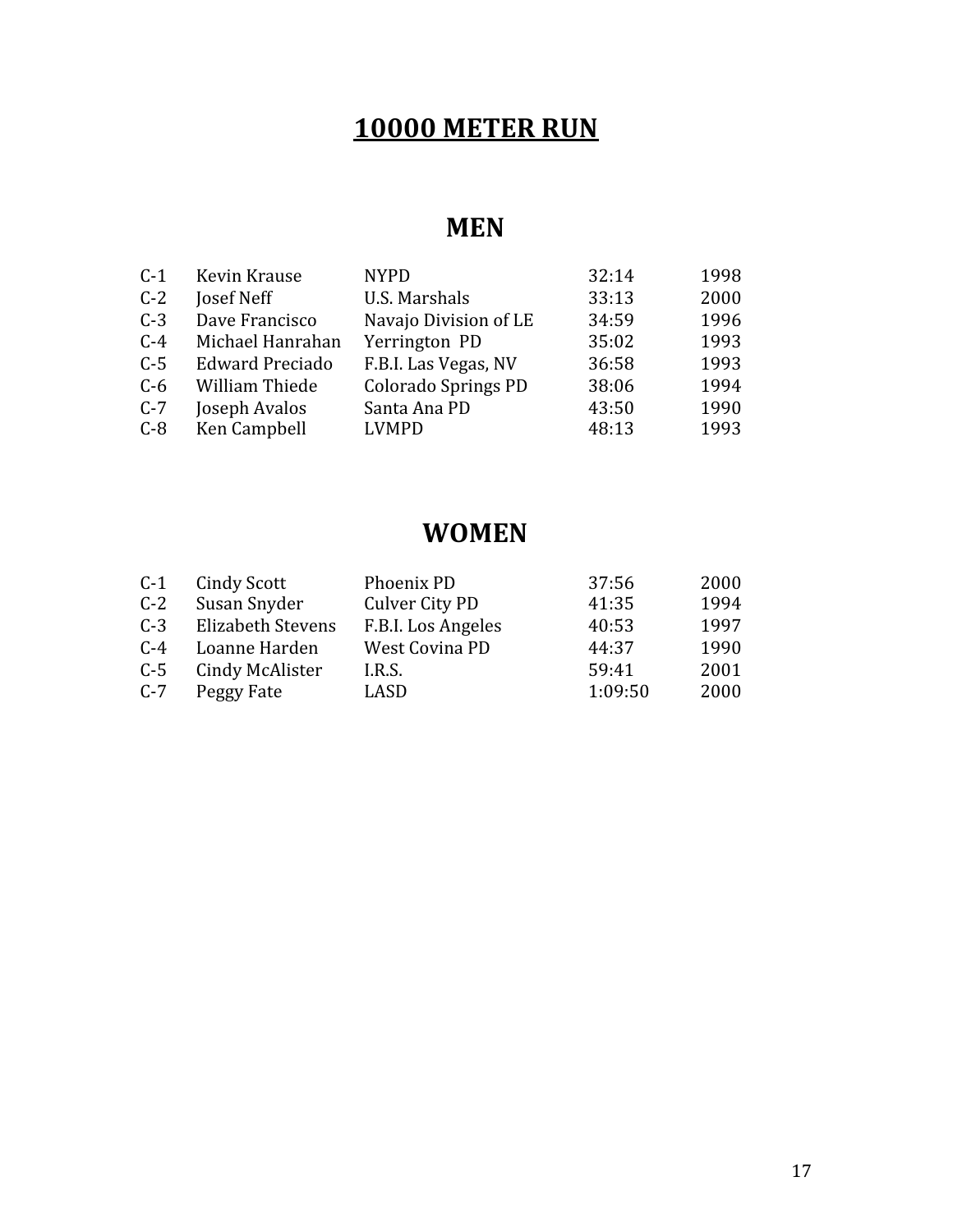# 10000 METER RUN

## MEN

| | | | | |
|---|---|---|---|---|
| C-1 | Kevin Krause | NYPD | 32:14 | 1998 |
| C-2 | Josef Neff | U.S. Marshals | 33:13 | 2000 |
| C-3 | Dave Francisco | Navajo Division of LE | 34:59 | 1996 |
| C-4 | Michael Hanrahan | Yerrington PD | 35:02 | 1993 |
| C-5 | Edward Preciado | F.B.I. Las Vegas, NV | 36:58 | 1993 |
| C-6 | William Thiede | Colorado Springs PD | 38:06 | 1994 |
| C-7 | Joseph Avalos | Santa Ana PD | 43:50 | 1990 |
| C-8 | Ken Campbell | LVMPD | 48:13 | 1993 |

## WOMEN

| | | | | |
|---|---|---|---|---|
| C-1 | Cindy Scott | Phoenix PD | 37:56 | 2000 |
| C-2 | Susan Snyder | Culver City PD | 41:35 | 1994 |
| C-3 | Elizabeth Stevens | F.B.I. Los Angeles | 40:53 | 1997 |
| C-4 | Loanne Harden | West Covina PD | 44:37 | 1990 |
| C-5 | Cindy McAlister | I.R.S. | 59:41 | 2001 |
| C-7 | Peggy Fate | LASD | 1:09:50 | 2000 |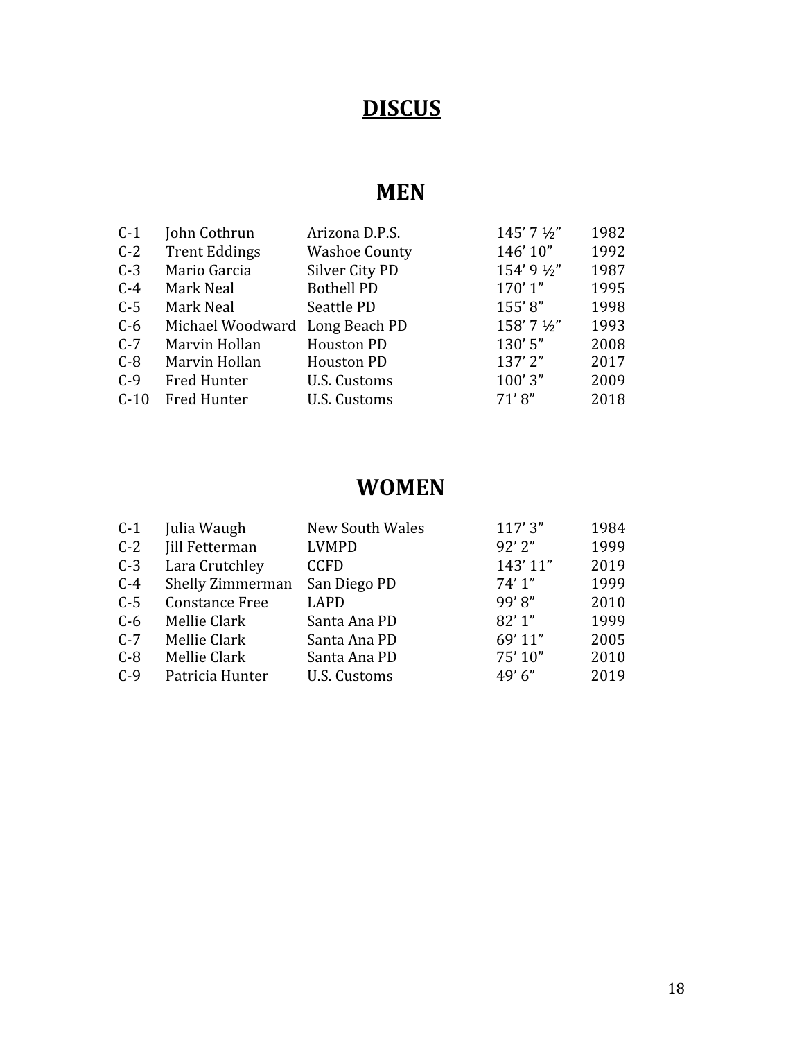# **DISCUS**

## MEN

| | | | | |
|---|---|---|---|---|
| C-1 | John Cothrun | Arizona D.P.S. | 145' 7 ½" | 1982 |
| C-2 | Trent Eddings | Washoe County | 146' 10" | 1992 |
| C-3 | Mario Garcia | Silver City PD | 154' 9 ½" | 1987 |
| C-4 | Mark Neal | Bothell PD | 170' 1" | 1995 |
| C-5 | Mark Neal | Seattle PD | 155' 8" | 1998 |
| C-6 | Michael Woodward | Long Beach PD | 158' 7 ½" | 1993 |
| C-7 | Marvin Hollan | Houston PD | 130' 5" | 2008 |
| C-8 | Marvin Hollan | Houston PD | 137' 2" | 2017 |
| C-9 | Fred Hunter | U.S. Customs | 100' 3" | 2009 |
| C-10 | Fred Hunter | U.S. Customs | 71' 8" | 2018 |

## WOMEN

| | | | | |
|---|---|---|---|---|
| C-1 | Julia Waugh | New South Wales | 117' 3" | 1984 |
| C-2 | Jill Fetterman | LVMPD | 92' 2" | 1999 |
| C-3 | Lara Crutchley | CCFD | 143' 11" | 2019 |
| C-4 | Shelly Zimmerman | San Diego PD | 74' 1" | 1999 |
| C-5 | Constance Free | LAPD | 99' 8" | 2010 |
| C-6 | Mellie Clark | Santa Ana PD | 82' 1" | 1999 |
| C-7 | Mellie Clark | Santa Ana PD | 69' 11" | 2005 |
| C-8 | Mellie Clark | Santa Ana PD | 75' 10" | 2010 |
| C-9 | Patricia Hunter | U.S. Customs | 49' 6" | 2019 |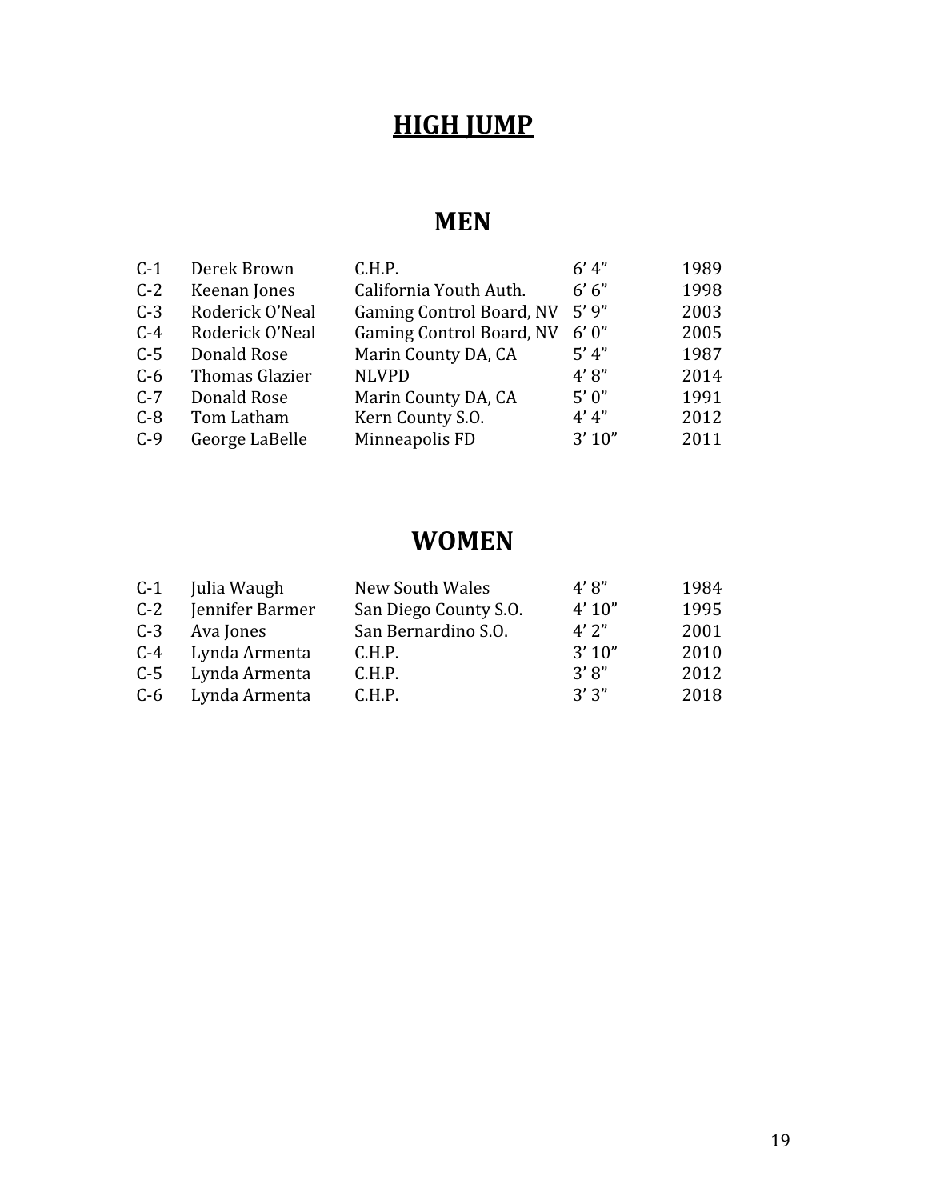# HIGH JUMP

## MEN

| | | | | |
|---|---|---|---|---|
| C-1 | Derek Brown | C.H.P. | 6’ 4” | 1989 |
| C-2 | Keenan Jones | California Youth Auth. | 6’ 6” | 1998 |
| C-3 | Roderick O’Neal | Gaming Control Board, NV | 5’ 9” | 2003 |
| C-4 | Roderick O’Neal | Gaming Control Board, NV | 6’ 0” | 2005 |
| C-5 | Donald Rose | Marin County DA, CA | 5’ 4” | 1987 |
| C-6 | Thomas Glazier | NLVPD | 4’ 8” | 2014 |
| C-7 | Donald Rose | Marin County DA, CA | 5’ 0” | 1991 |
| C-8 | Tom Latham | Kern County S.O. | 4’ 4” | 2012 |
| C-9 | George LaBelle | Minneapolis FD | 3’ 10” | 2011 |

## WOMEN

| | | | | |
|---|---|---|---|---|
| C-1 | Julia Waugh | New South Wales | 4’ 8” | 1984 |
| C-2 | Jennifer Barmer | San Diego County S.O. | 4’ 10” | 1995 |
| C-3 | Ava Jones | San Bernardino S.O. | 4’ 2” | 2001 |
| C-4 | Lynda Armenta | C.H.P. | 3’ 10” | 2010 |
| C-5 | Lynda Armenta | C.H.P. | 3’ 8” | 2012 |
| C-6 | Lynda Armenta | C.H.P. | 3’ 3” | 2018 |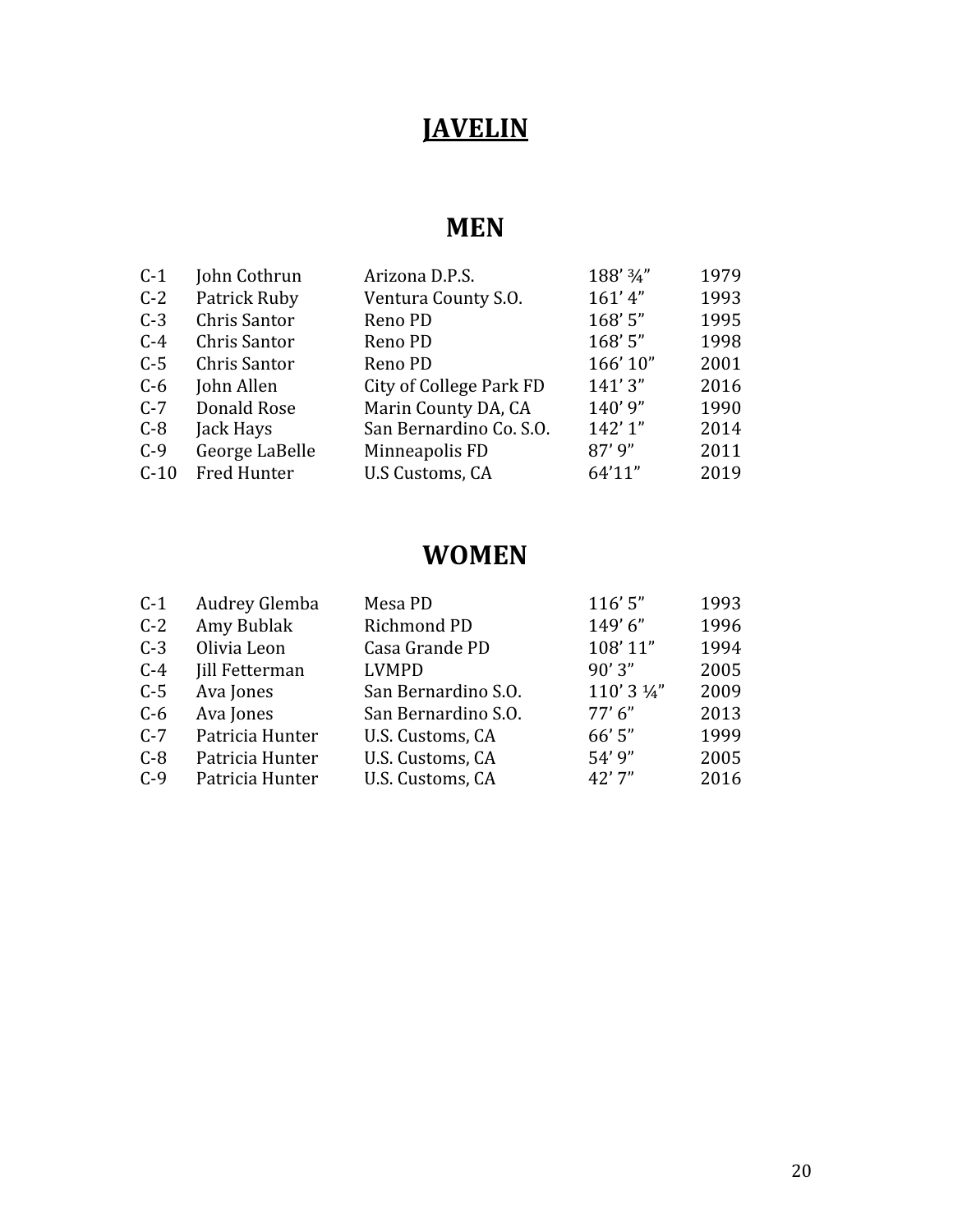# JAVELIN

## MEN

| | | | | |
|---|---|---|---|---|
| C-1 | John Cothrun | Arizona D.P.S. | 188’ ¾” | 1979 |
| C-2 | Patrick Ruby | Ventura County S.O. | 161’ 4” | 1993 |
| C-3 | Chris Santor | Reno PD | 168’ 5” | 1995 |
| C-4 | Chris Santor | Reno PD | 168’ 5” | 1998 |
| C-5 | Chris Santor | Reno PD | 166’ 10” | 2001 |
| C-6 | John Allen | City of College Park FD | 141’ 3” | 2016 |
| C-7 | Donald Rose | Marin County DA, CA | 140’ 9” | 1990 |
| C-8 | Jack Hays | San Bernardino Co. S.O. | 142’ 1” | 2014 |
| C-9 | George LaBelle | Minneapolis FD | 87’ 9” | 2011 |
| C-10 | Fred Hunter | U.S Customs, CA | 64’11” | 2019 |

## WOMEN

| | | | | |
|---|---|---|---|---|
| C-1 | Audrey Glemba | Mesa PD | 116’ 5” | 1993 |
| C-2 | Amy Bublak | Richmond PD | 149’ 6” | 1996 |
| C-3 | Olivia Leon | Casa Grande PD | 108’ 11” | 1994 |
| C-4 | Jill Fetterman | LVMPD | 90’ 3” | 2005 |
| C-5 | Ava Jones | San Bernardino S.O. | 110’ 3 ¼” | 2009 |
| C-6 | Ava Jones | San Bernardino S.O. | 77’ 6” | 2013 |
| C-7 | Patricia Hunter | U.S. Customs, CA | 66’ 5” | 1999 |
| C-8 | Patricia Hunter | U.S. Customs, CA | 54’ 9” | 2005 |
| C-9 | Patricia Hunter | U.S. Customs, CA | 42’ 7” | 2016 |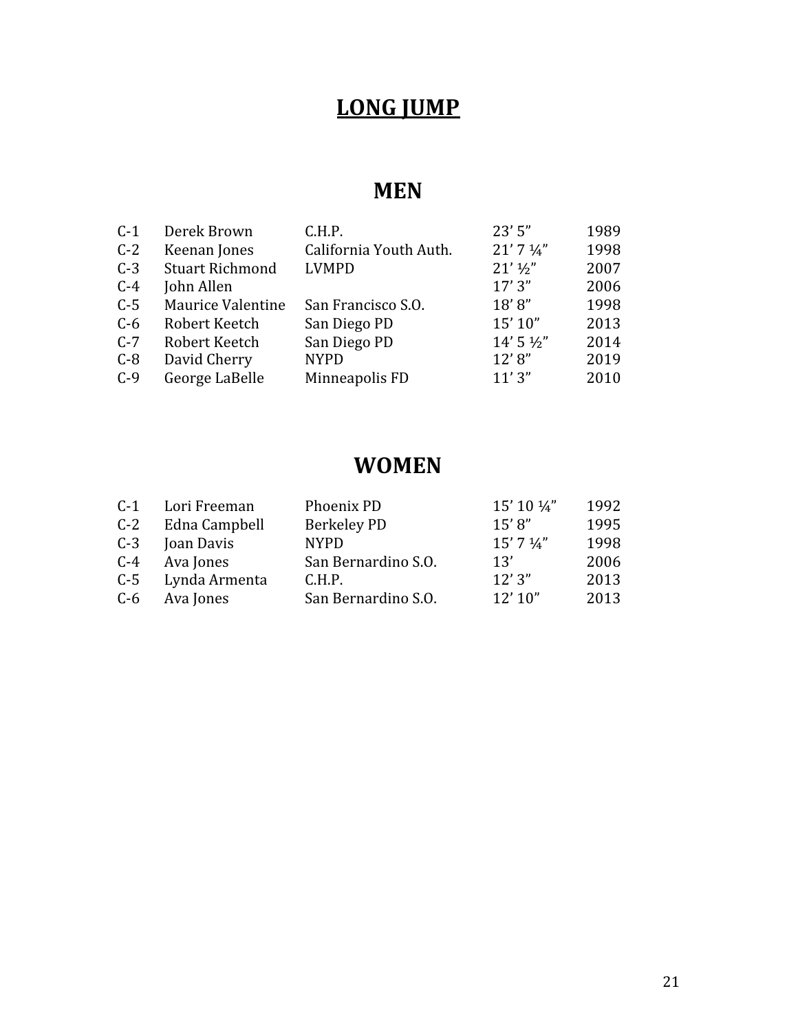# LONG JUMP

## MEN

| | | | | |
|---|---|---|---|---|
| C-1 | Derek Brown | C.H.P. | 23' 5" | 1989 |
| C-2 | Keenan Jones | California Youth Auth. | 21' 7 ¼" | 1998 |
| C-3 | Stuart Richmond | LVMPD | 21' ½" | 2007 |
| C-4 | John Allen | | 17' 3" | 2006 |
| C-5 | Maurice Valentine | San Francisco S.O. | 18' 8" | 1998 |
| C-6 | Robert Keetch | San Diego PD | 15' 10" | 2013 |
| C-7 | Robert Keetch | San Diego PD | 14' 5 ½" | 2014 |
| C-8 | David Cherry | NYPD | 12' 8" | 2019 |
| C-9 | George LaBelle | Minneapolis FD | 11' 3" | 2010 |

## WOMEN

| | | | | |
|---|---|---|---|---|
| C-1 | Lori Freeman | Phoenix PD | 15' 10 ¼" | 1992 |
| C-2 | Edna Campbell | Berkeley PD | 15' 8" | 1995 |
| C-3 | Joan Davis | NYPD | 15' 7 ¼" | 1998 |
| C-4 | Ava Jones | San Bernardino S.O. | 13' | 2006 |
| C-5 | Lynda Armenta | C.H.P. | 12' 3" | 2013 |
| C-6 | Ava Jones | San Bernardino S.O. | 12' 10" | 2013 |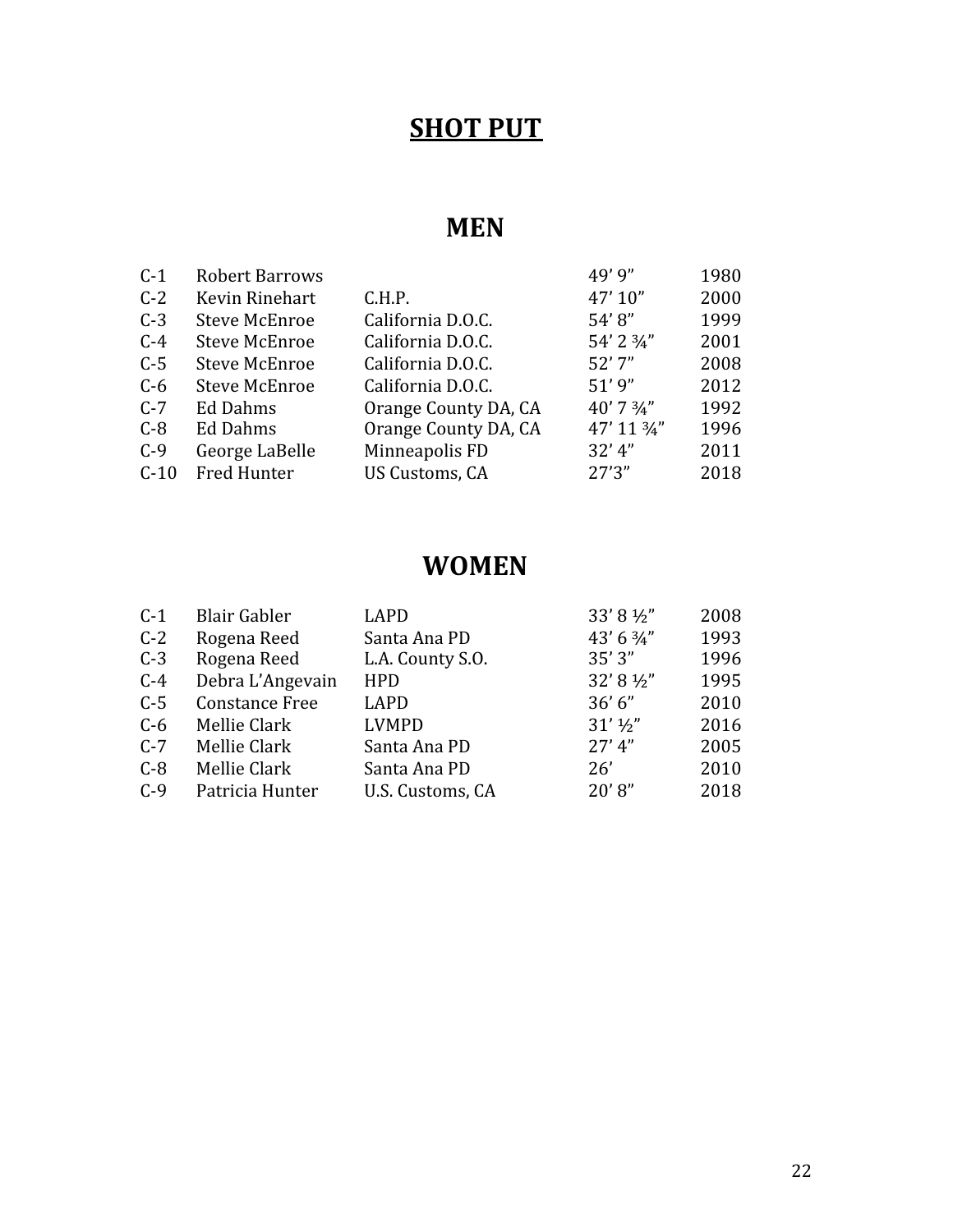# SHOT PUT

## MEN

| | | | | |
|---|---|---|---|---|
| C-1 | Robert Barrows | | 49' 9" | 1980 |
| C-2 | Kevin Rinehart | C.H.P. | 47' 10" | 2000 |
| C-3 | Steve McEnroe | California D.O.C. | 54' 8" | 1999 |
| C-4 | Steve McEnroe | California D.O.C. | 54' 2 ¾" | 2001 |
| C-5 | Steve McEnroe | California D.O.C. | 52' 7" | 2008 |
| C-6 | Steve McEnroe | California D.O.C. | 51' 9" | 2012 |
| C-7 | Ed Dahms | Orange County DA, CA | 40' 7 ¾" | 1992 |
| C-8 | Ed Dahms | Orange County DA, CA | 47' 11 ¾" | 1996 |
| C-9 | George LaBelle | Minneapolis FD | 32' 4" | 2011 |
| C-10 | Fred Hunter | US Customs, CA | 27'3" | 2018 |

## WOMEN

| | | | | |
|---|---|---|---|---|
| C-1 | Blair Gabler | LAPD | 33' 8 ½" | 2008 |
| C-2 | Rogena Reed | Santa Ana PD | 43' 6 ¾" | 1993 |
| C-3 | Rogena Reed | L.A. County S.O. | 35' 3" | 1996 |
| C-4 | Debra L'Angevain | HPD | 32' 8 ½" | 1995 |
| C-5 | Constance Free | LAPD | 36' 6" | 2010 |
| C-6 | Mellie Clark | LVMPD | 31' ½" | 2016 |
| C-7 | Mellie Clark | Santa Ana PD | 27' 4" | 2005 |
| C-8 | Mellie Clark | Santa Ana PD | 26' | 2010 |
| C-9 | Patricia Hunter | U.S. Customs, CA | 20' 8" | 2018 |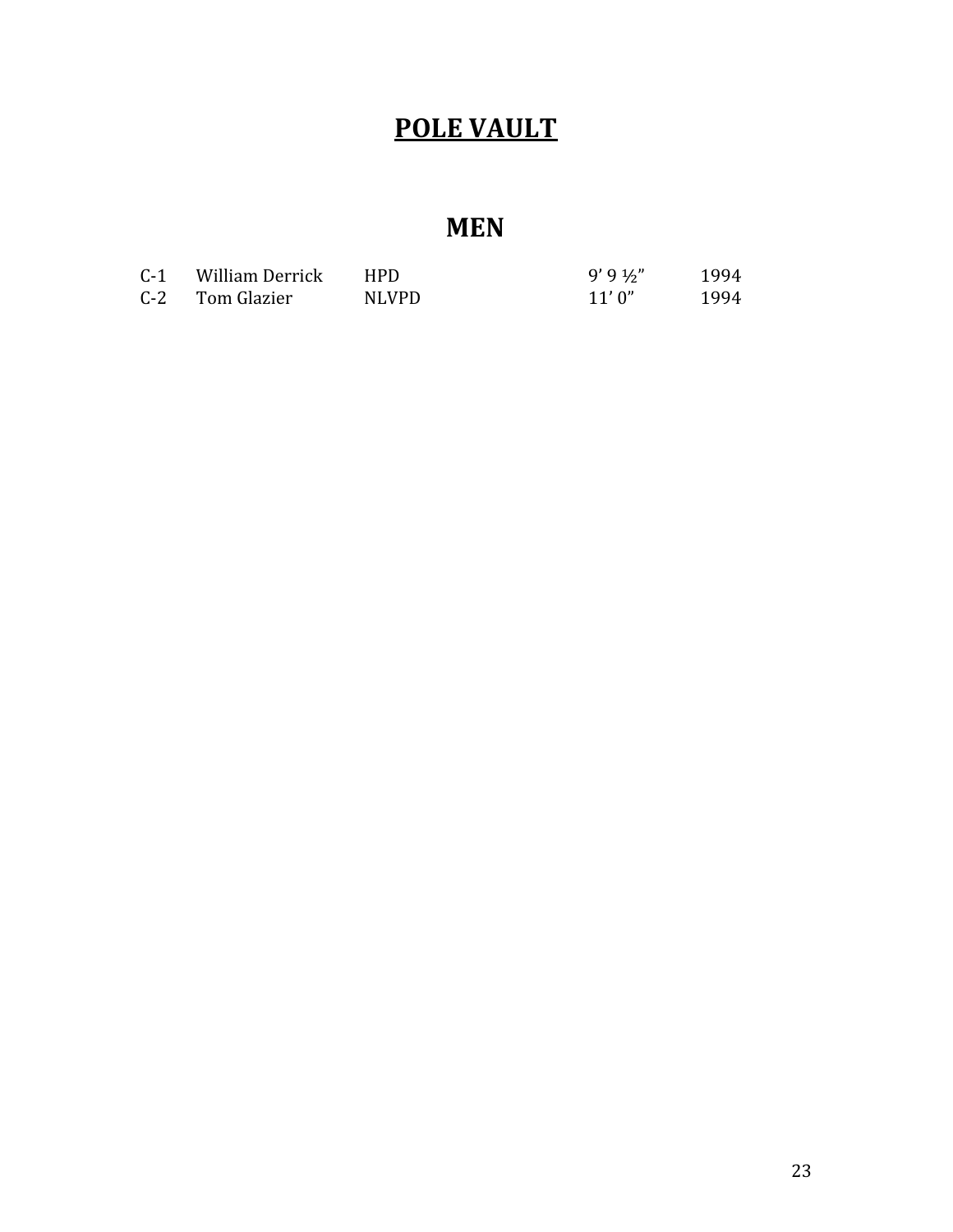# POLE VAULT

## MEN

| | | | | |
|---|---|---|---|---|
| C-1 | William Derrick | HPD | 9’ 9 ½” | 1994 |
| C-2 | Tom Glazier | NLVPD | 11’ 0” | 1994 |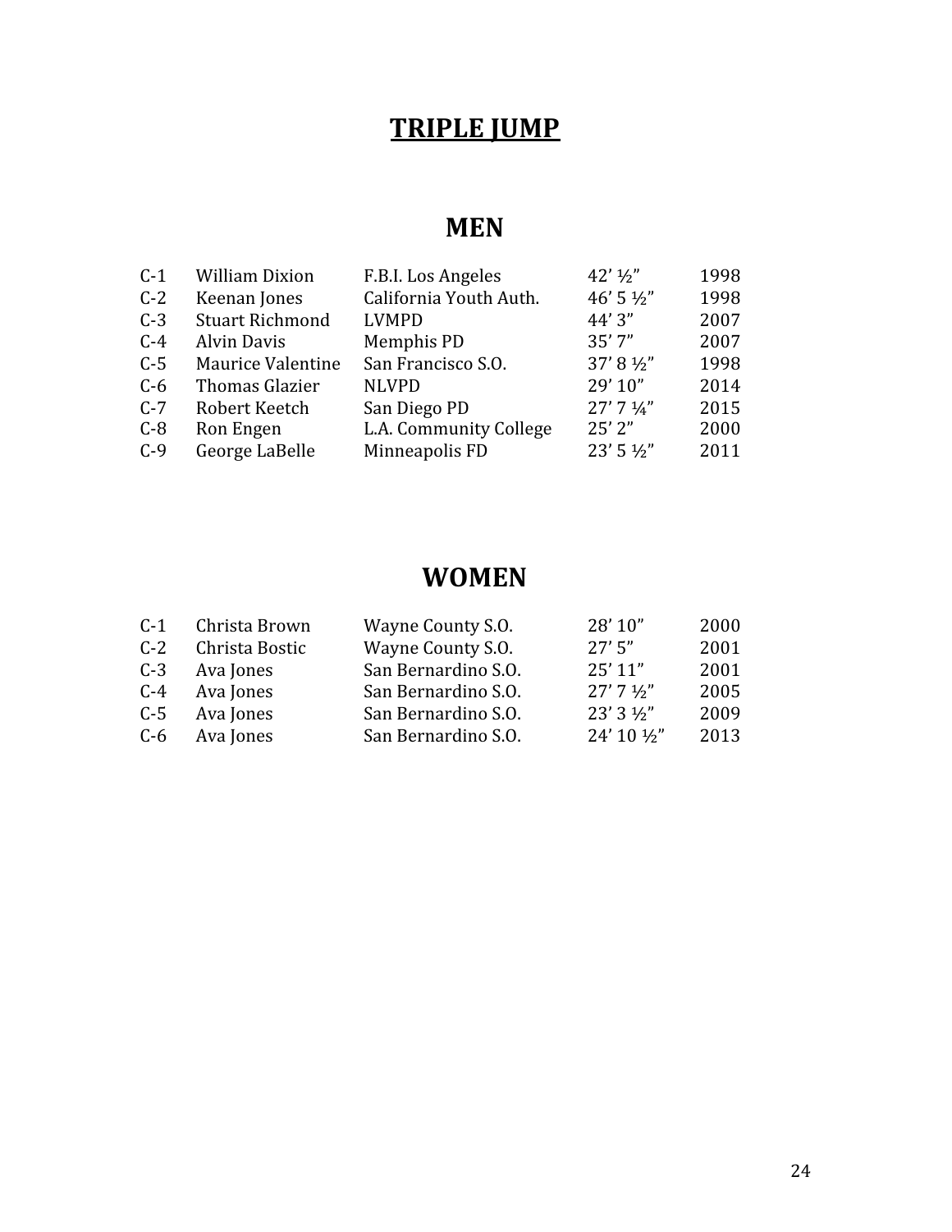# TRIPLE JUMP

## MEN

| | | | | |
|---|---|---|---|---|
| C-1 | William Dixion | F.B.I. Los Angeles | 42' ½" | 1998 |
| C-2 | Keenan Jones | California Youth Auth. | 46' 5 ½" | 1998 |
| C-3 | Stuart Richmond | LVMPD | 44' 3" | 2007 |
| C-4 | Alvin Davis | Memphis PD | 35' 7" | 2007 |
| C-5 | Maurice Valentine | San Francisco S.O. | 37' 8 ½" | 1998 |
| C-6 | Thomas Glazier | NLVPD | 29' 10" | 2014 |
| C-7 | Robert Keetch | San Diego PD | 27' 7 ¼" | 2015 |
| C-8 | Ron Engen | L.A. Community College | 25' 2" | 2000 |
| C-9 | George LaBelle | Minneapolis FD | 23' 5 ½" | 2011 |

## WOMEN

| | | | | |
|---|---|---|---|---|
| C-1 | Christa Brown | Wayne County S.O. | 28' 10" | 2000 |
| C-2 | Christa Bostic | Wayne County S.O. | 27' 5" | 2001 |
| C-3 | Ava Jones | San Bernardino S.O. | 25' 11" | 2001 |
| C-4 | Ava Jones | San Bernardino S.O. | 27' 7 ½" | 2005 |
| C-5 | Ava Jones | San Bernardino S.O. | 23' 3 ½" | 2009 |
| C-6 | Ava Jones | San Bernardino S.O. | 24' 10 ½" | 2013 |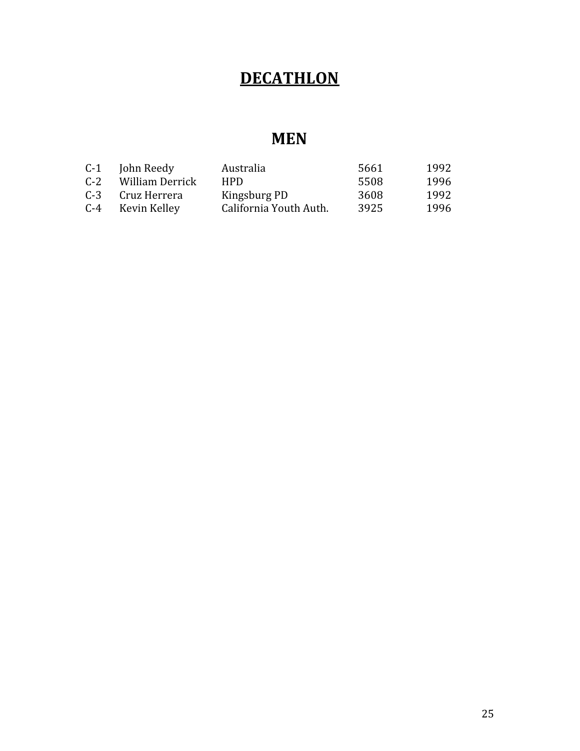# DECATHLON

## MEN

| | | | | |
|---|---|---|---|---|
| C-1 | John Reedy | Australia | 5661 | 1992 |
| C-2 | William Derrick | HPD | 5508 | 1996 |
| C-3 | Cruz Herrera | Kingsburg PD | 3608 | 1992 |
| C-4 | Kevin Kelley | California Youth Auth. | 3925 | 1996 |